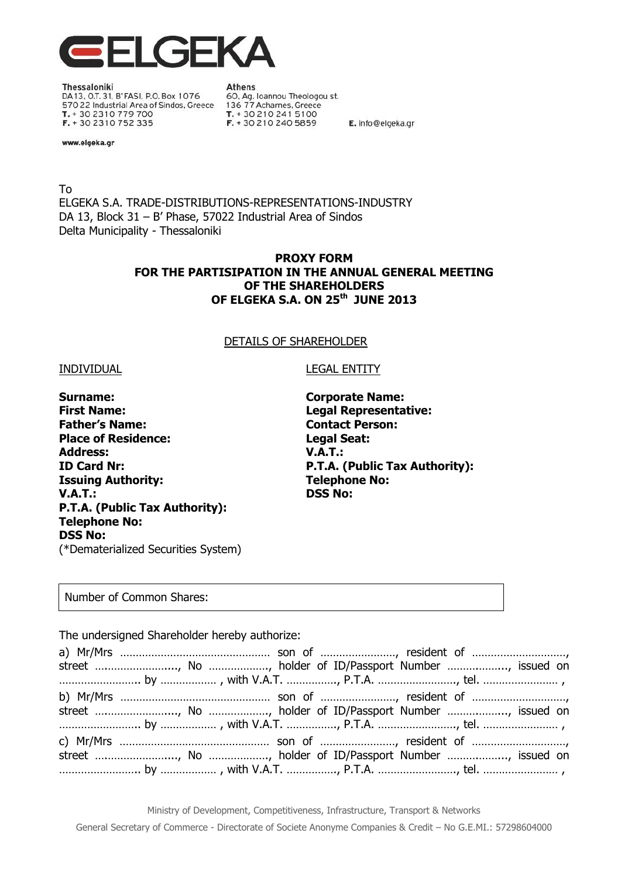ELGEKA

**Thessaloniki**
DA13, O.T. 31, B' FASI, P.O. Box 1076
570 22 Industrial Area of Sindos, Greece
T. + 30 2310 779 700
F. + 30 2310 752 335

**Athens**
60, Ag. Ioannou Theologou st.
136 77 Acharnes, Greece
T. + 30 210 241 5100
F. + 30 210 240 5859

E. info@elgeka.gr

www.elgeka.gr

To
ELGEKA S.A. TRADE-DISTRIBUTIONS-REPRESENTATIONS-INDUSTRY
DA 13, Block 31 – B' Phase, 57022 Industrial Area of Sindos
Delta Municipality - Thessaloniki

**PROXY FORM**
**FOR THE PARTISIPATION IN THE ANNUAL GENERAL MEETING**
**OF THE SHAREHOLDERS**
**OF ELGEKA S.A. ON 25th JUNE 2013**

DETAILS OF SHAREHOLDER

INDIVIDUAL

**Surname:**
**First Name:**
**Father's Name:**
**Place of Residence:**
**Address:**
**ID Card Nr:**
**Issuing Authority:**
**V.A.T.:**
**P.T.A. (Public Tax Authority):**
**Telephone No:**
**DSS No:**
(*Dematerialized Securities System)

LEGAL ENTITY

**Corporate Name:**
**Legal Representative:**
**Contact Person:**
**Legal Seat:**
**V.A.T.:**
**P.T.A. (Public Tax Authority):**
**Telephone No:**
**DSS No:**

| Number of Common Shares: |
|---|

The undersigned Shareholder hereby authorize:

a) Mr/Mrs ………………………………………… son of ……………………, resident of …………………………, street ……………………..., No ………………., holder of ID/Passport Number ………………., issued on …………………….. by ……………… , with V.A.T. ……………., P.T.A. ……………………., tel. …………………… ,

b) Mr/Mrs ………………………………………… son of ……………………, resident of …………………………, street ……………………..., No ………………., holder of ID/Passport Number ………………., issued on …………………….. by ……………… , with V.A.T. ……………., P.T.A. ……………………., tel. …………………… ,

c) Mr/Mrs ………………………………………… son of ……………………, resident of …………………………, street ……………………..., No ………………., holder of ID/Passport Number ………………., issued on …………………….. by ……………… , with V.A.T. ……………., P.T.A. ……………………., tel. …………………… ,

Ministry of Development, Competitiveness, Infrastructure, Transport & Networks
General Secretary of Commerce - Directorate of Societe Anonyme Companies & Credit – No G.E.MI.: 57298604000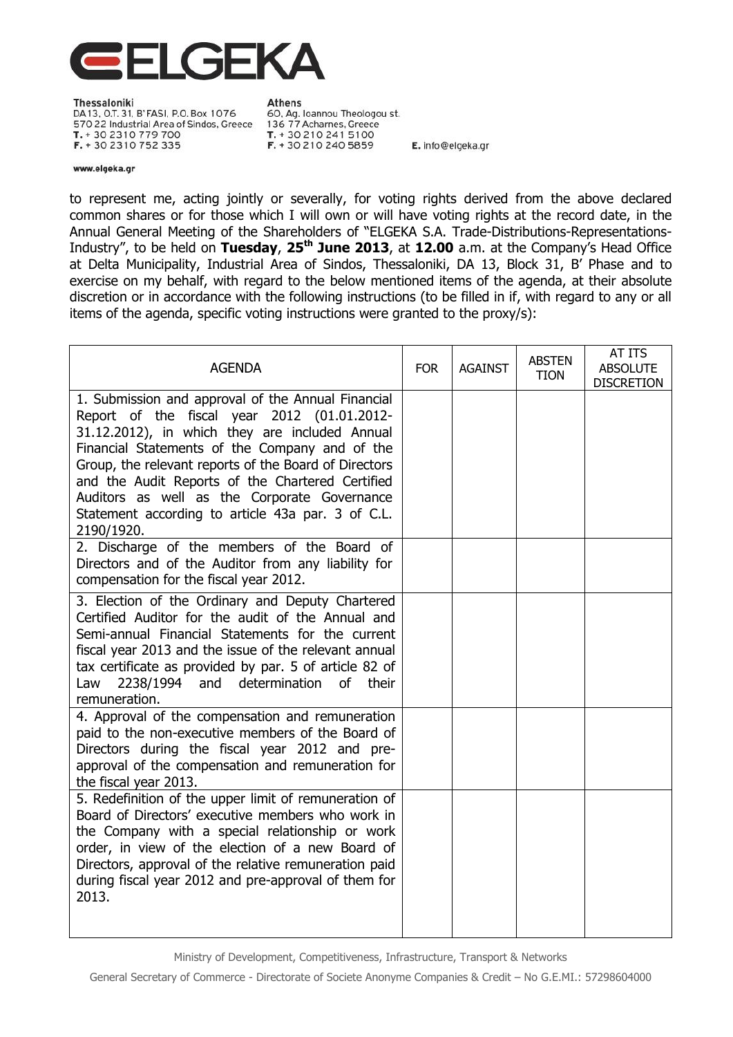to represent me, acting jointly or severally, for voting rights derived from the above declared common shares or for those which I will own or will have voting rights at the record date, in the Annual General Meeting of the Shareholders of "ELGEKA S.A. Trade-Distributions-Representations-Industry", to be held on **Tuesday**, **25th June 2013**, at **12.00** a.m. at the Company's Head Office at Delta Municipality, Industrial Area of Sindos, Thessaloniki, DA 13, Block 31, B' Phase and to exercise on my behalf, with regard to the below mentioned items of the agenda, at their absolute discretion or in accordance with the following instructions (to be filled in if, with regard to any or all items of the agenda, specific voting instructions were granted to the proxy/s):

| AGENDA | FOR | AGAINST | ABSTENTION | AT ITS ABSOLUTE DISCRETION |
|---|---|---|---|---|
| 1. Submission and approval of the Annual Financial Report of the fiscal year 2012 (01.01.2012-31.12.2012), in which they are included Annual Financial Statements of the Company and of the Group, the relevant reports of the Board of Directors and the Audit Reports of the Chartered Certified Auditors as well as the Corporate Governance Statement according to article 43a par. 3 of C.L. 2190/1920. | | | | |
| 2. Discharge of the members of the Board of Directors and of the Auditor from any liability for compensation for the fiscal year 2012. | | | | |
| 3. Election of the Ordinary and Deputy Chartered Certified Auditor for the audit of the Annual and Semi-annual Financial Statements for the current fiscal year 2013 and the issue of the relevant annual tax certificate as provided by par. 5 of article 82 of Law 2238/1994 and determination of their remuneration. | | | | |
| 4. Approval of the compensation and remuneration paid to the non-executive members of the Board of Directors during the fiscal year 2012 and pre-approval of the compensation and remuneration for the fiscal year 2013. | | | | |
| 5. Redefinition of the upper limit of remuneration of Board of Directors' executive members who work in the Company with a special relationship or work order, in view of the election of a new Board of Directors, approval of the relative remuneration paid during fiscal year 2012 and pre-approval of them for 2013. | | | | |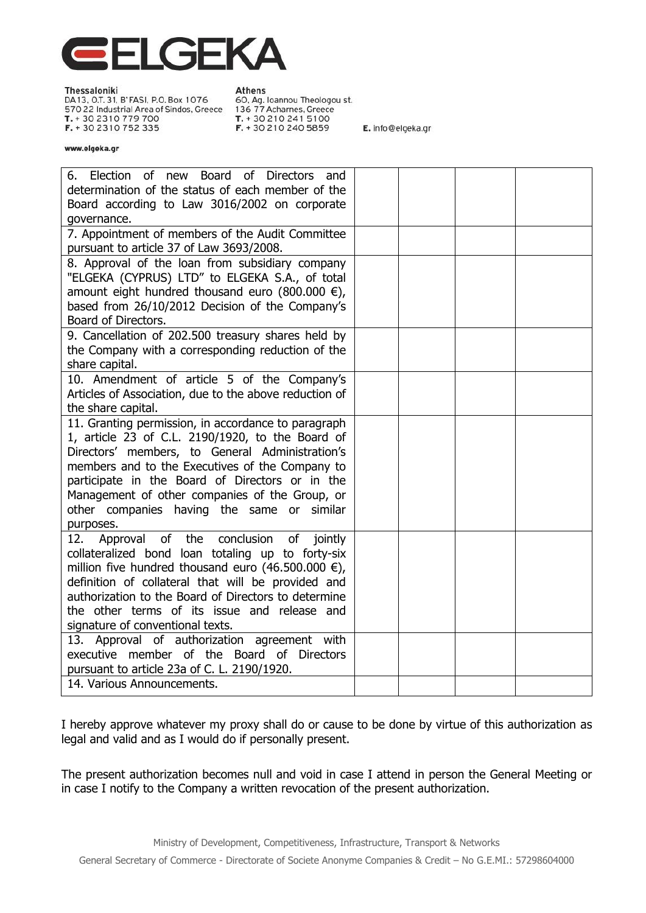**ELGEKA**

**Thessaloniki**
DA13, O.T. 31, B' FASI, P.O. Box 1076
570 22 Industrial Area of Sindos, Greece
T. + 30 2310 779 700
F. + 30 2310 752 335

**Athens**
60, Ag. Ioannou Theologou st.
136 77 Acharnes, Greece
T. + 30 210 241 5100
F. + 30 210 240 5859

E. info@elgeka.gr

www.elgeka.gr

| | | | | |
|---|---|---|---|---|
| 6. Election of new Board of Directors and determination of the status of each member of the Board according to Law 3016/2002 on corporate governance. | | | | |
| 7. Appointment of members of the Audit Committee pursuant to article 37 of Law 3693/2008. | | | | |
| 8. Approval of the loan from subsidiary company "ELGEKA (CYPRUS) LTD" to ELGEKA S.A., of total amount eight hundred thousand euro (800.000 €), based from 26/10/2012 Decision of the Company's Board of Directors. | | | | |
| 9. Cancellation of 202.500 treasury shares held by the Company with a corresponding reduction of the share capital. | | | | |
| 10. Amendment of article 5 of the Company's Articles of Association, due to the above reduction of the share capital. | | | | |
| 11. Granting permission, in accordance to paragraph 1, article 23 of C.L. 2190/1920, to the Board of Directors' members, to General Administration's members and to the Executives of the Company to participate in the Board of Directors or in the Management of other companies of the Group, or other companies having the same or similar purposes. | | | | |
| 12. Approval of the conclusion of jointly collateralized bond loan totaling up to forty-six million five hundred thousand euro (46.500.000 €), definition of collateral that will be provided and authorization to the Board of Directors to determine the other terms of its issue and release and signature of conventional texts. | | | | |
| 13. Approval of authorization agreement with executive member of the Board of Directors pursuant to article 23a of C. L. 2190/1920. | | | | |
| 14. Various Announcements. | | | | |

I hereby approve whatever my proxy shall do or cause to be done by virtue of this authorization as legal and valid and as I would do if personally present.

The present authorization becomes null and void in case I attend in person the General Meeting or in case I notify to the Company a written revocation of the present authorization.

Ministry of Development, Competitiveness, Infrastructure, Transport & Networks

General Secretary of Commerce - Directorate of Societe Anonyme Companies & Credit – No G.E.MI.: 57298604000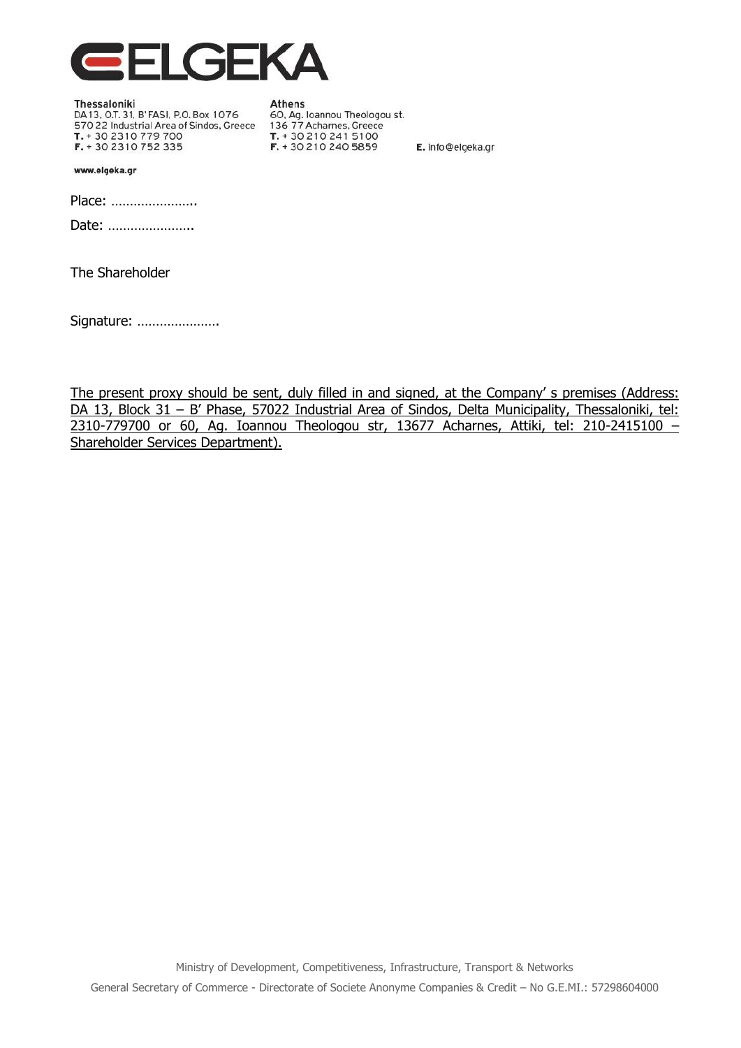Place: …………………..

Date: …………………..

The Shareholder

Signature: ………………….

The present proxy should be sent, duly filled in and signed, at the Company' s premises (Address: DA 13, Block 31 – B' Phase, 57022 Industrial Area of Sindos, Delta Municipality, Thessaloniki, tel: 2310-779700 or 60, Ag. Ioannou Theologou str, 13677 Acharnes, Attiki, tel: 210-2415100 – Shareholder Services Department).